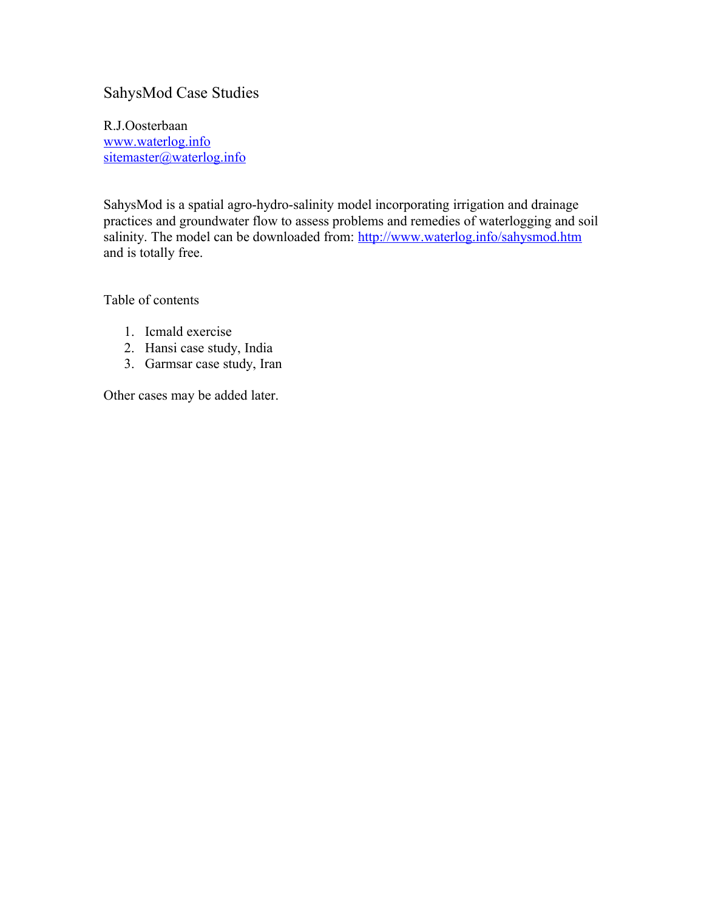# SahysMod Case Studies

R.J.Oosterbaan
[www.waterlog.info](http://www.waterlog.info)
[sitemaster@waterlog.info](mailto:sitemaster@waterlog.info)

SahysMod is a spatial agro-hydro-salinity model incorporating irrigation and drainage practices and groundwater flow to assess problems and remedies of waterlogging and soil salinity. The model can be downloaded from: [http://www.waterlog.info/sahysmod.htm](http://www.waterlog.info/sahysmod.htm) and is totally free.

Table of contents

1. Icmald exercise
2. Hansi case study, India
3. Garmsar case study, Iran

Other cases may be added later.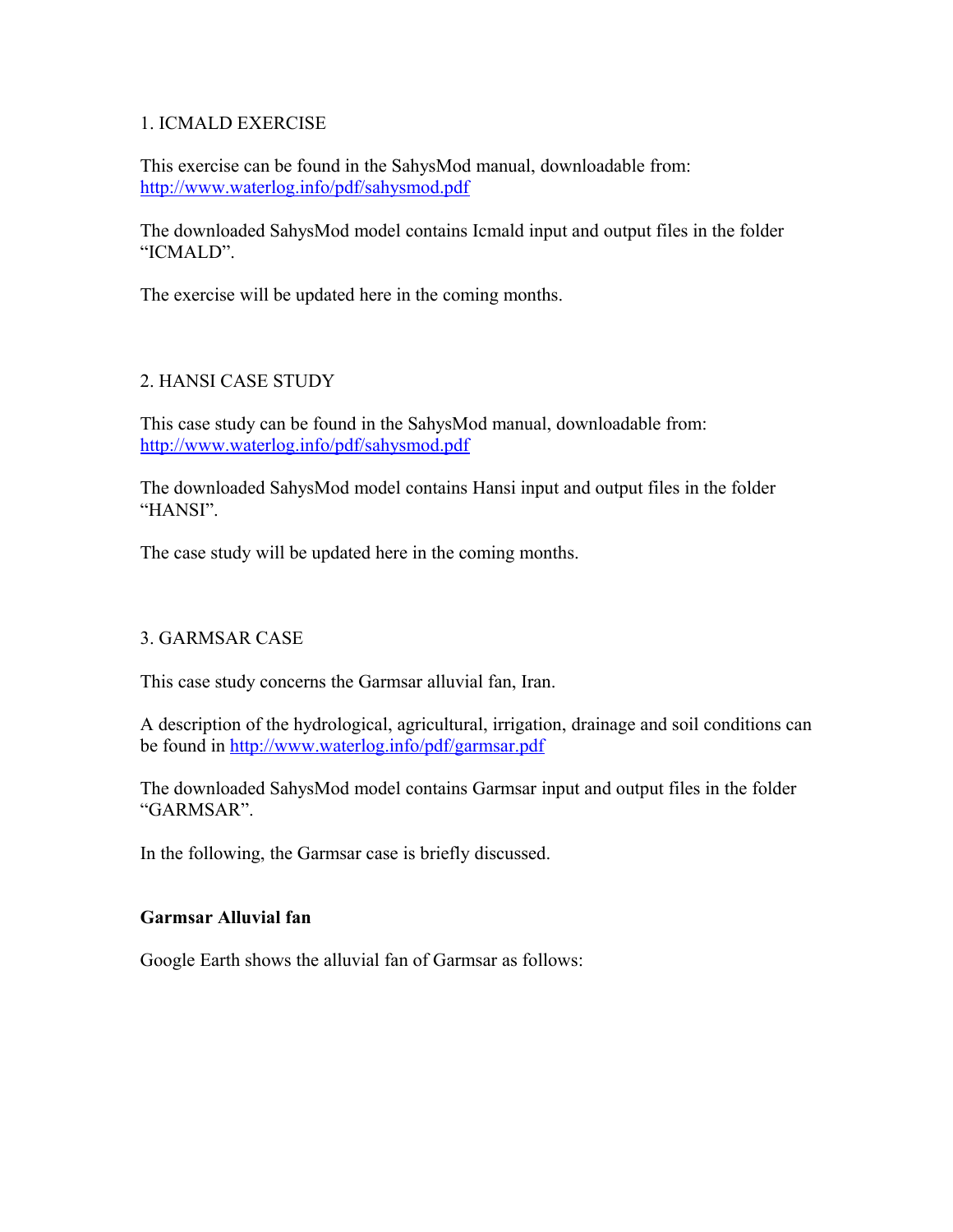1. ICMALD EXERCISE

This exercise can be found in the SahysMod manual, downloadable from:
http://www.waterlog.info/pdf/sahysmod.pdf

The downloaded SahysMod model contains Icmald input and output files in the folder "ICMALD".

The exercise will be updated here in the coming months.

2. HANSI CASE STUDY

This case study can be found in the SahysMod manual, downloadable from:
http://www.waterlog.info/pdf/sahysmod.pdf

The downloaded SahysMod model contains Hansi input and output files in the folder "HANSI".

The case study will be updated here in the coming months.

3. GARMSAR CASE

This case study concerns the Garmsar alluvial fan, Iran.

A description of the hydrological, agricultural, irrigation, drainage and soil conditions can be found in http://www.waterlog.info/pdf/garmsar.pdf

The downloaded SahysMod model contains Garmsar input and output files in the folder "GARMSAR".

In the following, the Garmsar case is briefly discussed.

**Garmsar Alluvial fan**

Google Earth shows the alluvial fan of Garmsar as follows: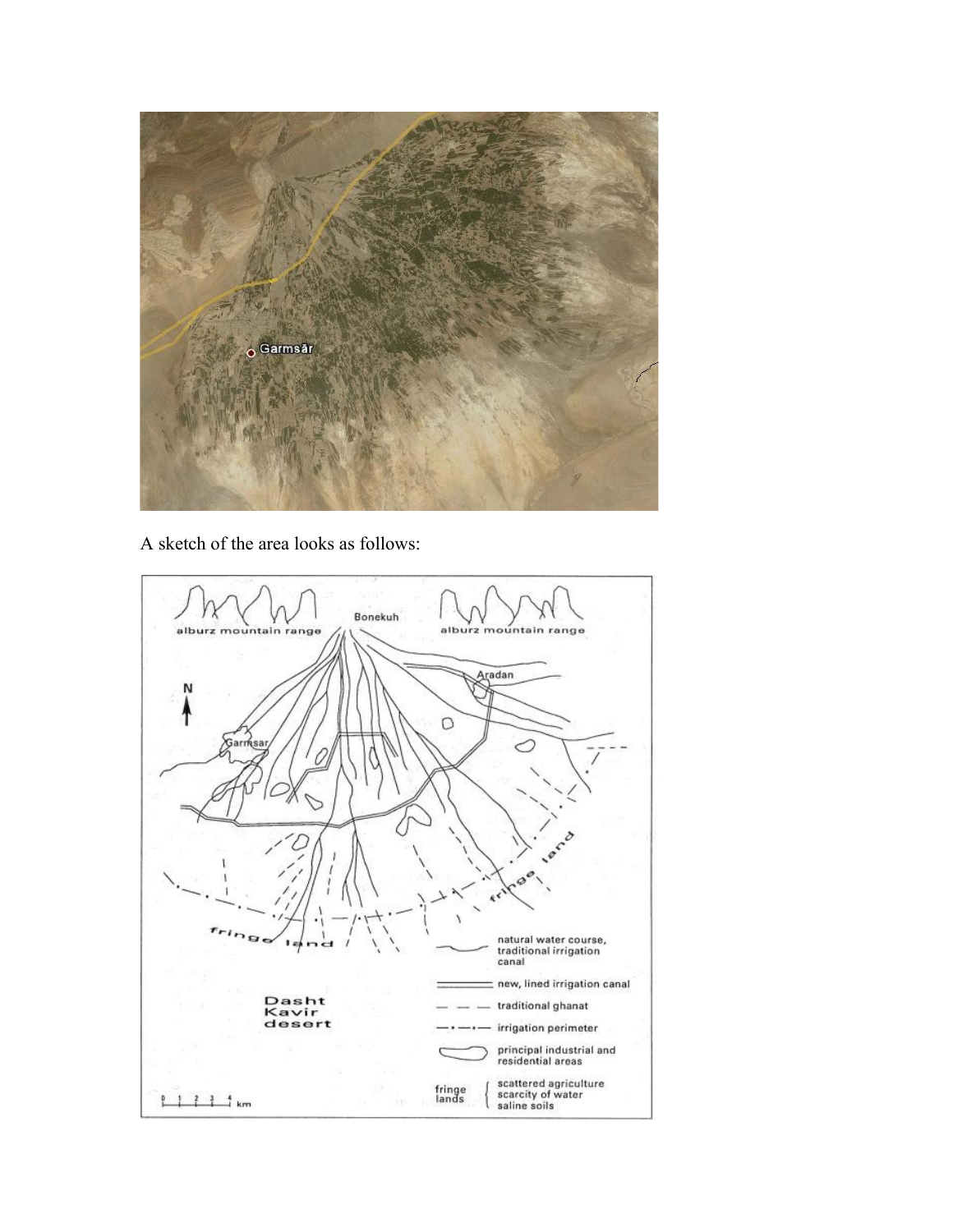A sketch of the area looks as follows: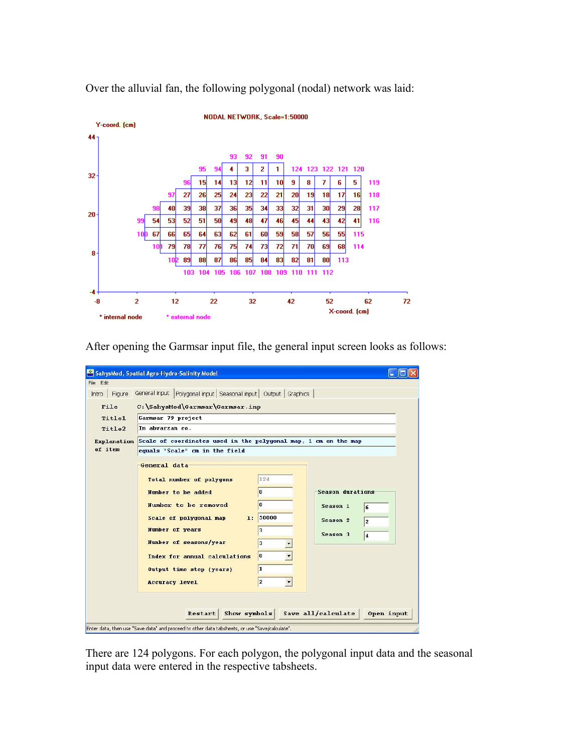Over the alluvial fan, the following polygonal (nodal) network was laid:

After opening the Garmsar input file, the general input screen looks as follows:

There are 124 polygons. For each polygon, the polygonal input data and the seasonal input data were entered in the respective tabsheets.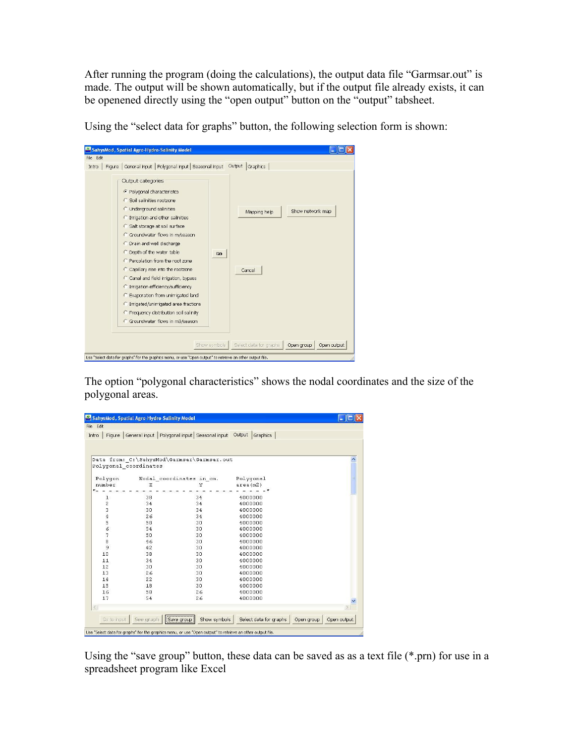After running the program (doing the calculations), the output data file "Garmsar.out" is made. The output will be shown automatically, but if the output file already exists, it can be openened directly using the "open output" button on the "output" tabsheet.

Using the "select data for graphs" button, the following selection form is shown:

The option "polygonal characteristics" shows the nodal coordinates and the size of the polygonal areas.

Using the "save group" button, these data can be saved as as a text file (*.prn) for use in a spreadsheet program like Excel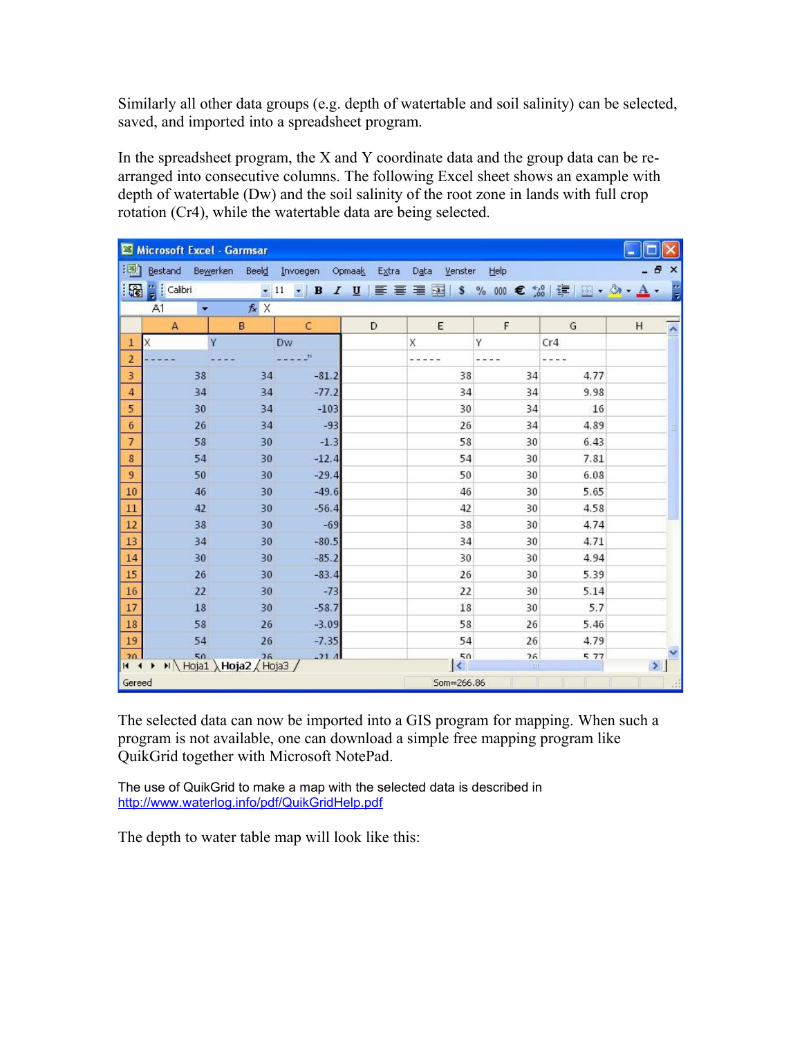Similarly all other data groups (e.g. depth of watertable and soil salinity) can be selected, saved, and imported into a spreadsheet program.

In the spreadsheet program, the X and Y coordinate data and the group data can be re-arranged into consecutive columns. The following Excel sheet shows an example with depth of watertable (Dw) and the soil salinity of the root zone in lands with full crop rotation (Cr4), while the watertable data are being selected.

| | A | B | C | D | E | F | G | H |
|---|---|---|---|---|---|---|---|---|
| 1 | X | Y | Dw | | X | Y | Cr4 | |
| 2 | ----- | ---- | -----" | | ----- | ---- | ---- | |
| 3 | 38 | 34 | -81.2 | | 38 | 34 | 4.77 | |
| 4 | 34 | 34 | -77.2 | | 34 | 34 | 9.98 | |
| 5 | 30 | 34 | -103 | | 30 | 34 | 16 | |
| 6 | 26 | 34 | -93 | | 26 | 34 | 4.89 | |
| 7 | 58 | 30 | -1.3 | | 58 | 30 | 6.43 | |
| 8 | 54 | 30 | -12.4 | | 54 | 30 | 7.81 | |
| 9 | 50 | 30 | -29.4 | | 50 | 30 | 6.08 | |
| 10 | 46 | 30 | -49.6 | | 46 | 30 | 5.65 | |
| 11 | 42 | 30 | -56.4 | | 42 | 30 | 4.58 | |
| 12 | 38 | 30 | -69 | | 38 | 30 | 4.74 | |
| 13 | 34 | 30 | -80.5 | | 34 | 30 | 4.71 | |
| 14 | 30 | 30 | -85.2 | | 30 | 30 | 4.94 | |
| 15 | 26 | 30 | -83.4 | | 26 | 30 | 5.39 | |
| 16 | 22 | 30 | -73 | | 22 | 30 | 5.14 | |
| 17 | 18 | 30 | -58.7 | | 18 | 30 | 5.7 | |
| 18 | 58 | 26 | -3.09 | | 58 | 26 | 5.46 | |
| 19 | 54 | 26 | -7.35 | | 54 | 26 | 4.79 | |
| 20 | 50 | 26 | -21.4 | | 50 | 26 | 5.77 | |

The selected data can now be imported into a GIS program for mapping. When such a program is not available, one can download a simple free mapping program like QuikGrid together with Microsoft NotePad.

The use of QuikGrid to make a map with the selected data is described in http://www.waterlog.info/pdf/QuikGridHelp.pdf

The depth to water table map will look like this: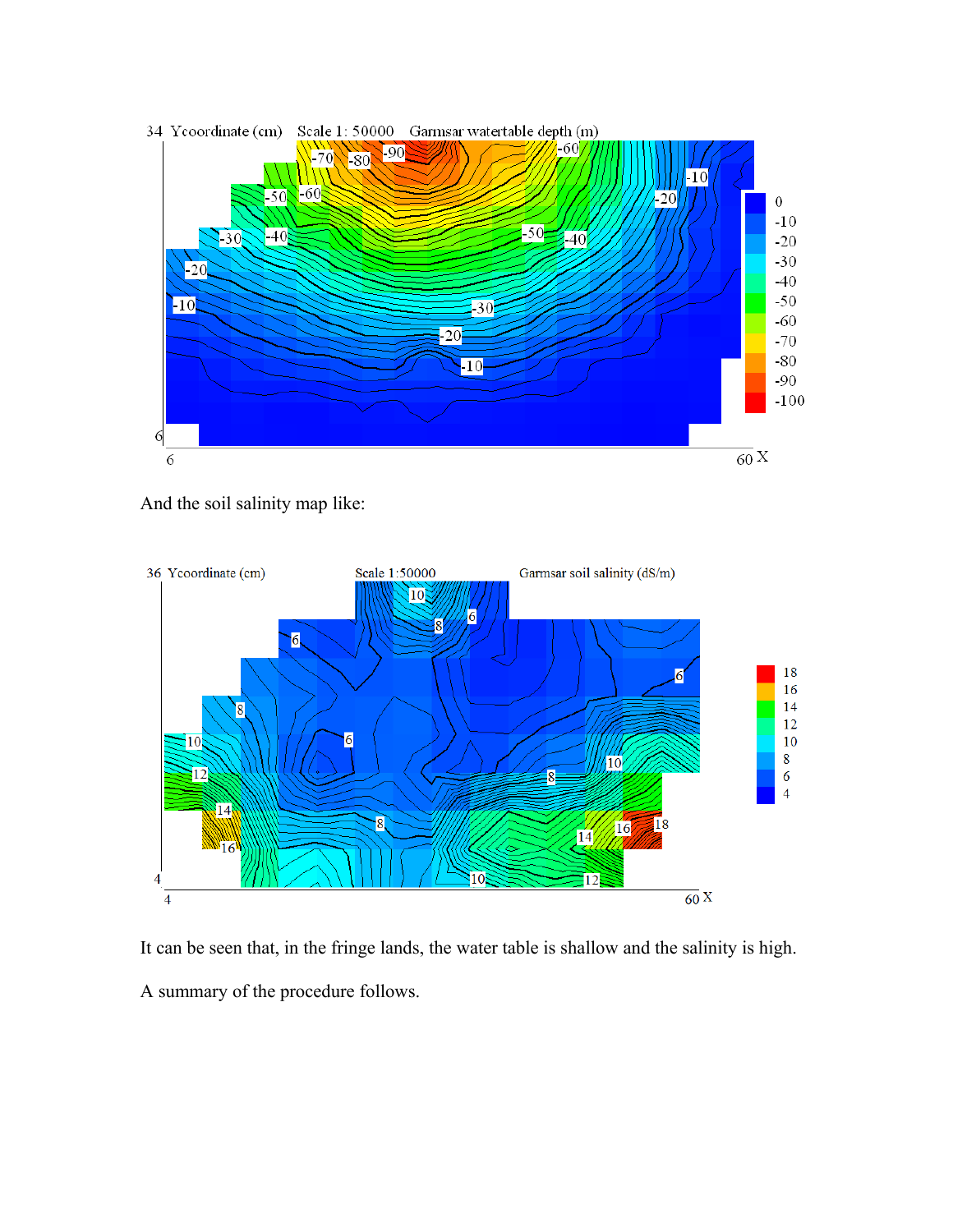And the soil salinity map like:

It can be seen that, in the fringe lands, the water table is shallow and the salinity is high.

A summary of the procedure follows.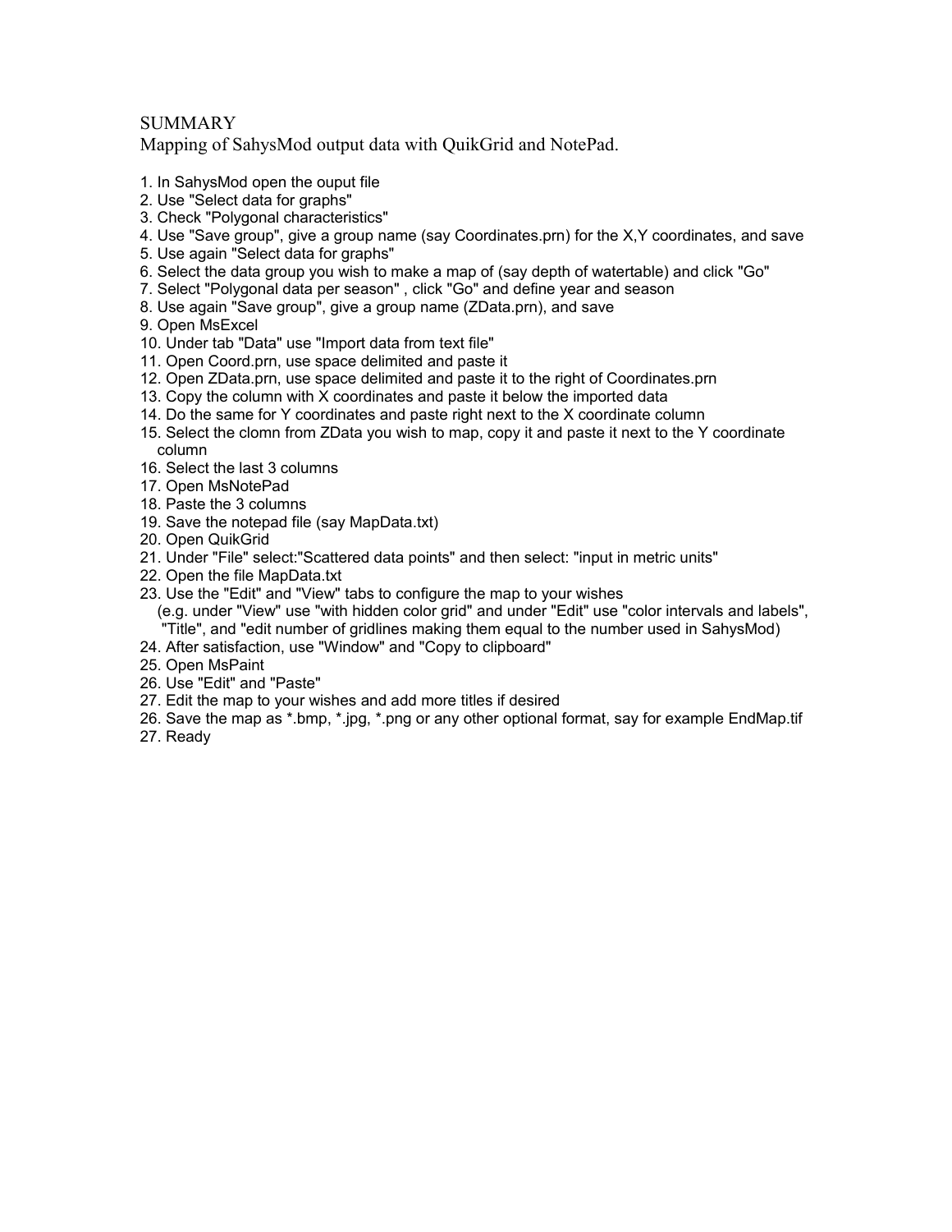SUMMARY

Mapping of SahysMod output data with QuikGrid and NotePad.

1. In SahysMod open the ouput file
2. Use "Select data for graphs"
3. Check "Polygonal characteristics"
4. Use "Save group", give a group name (say Coordinates.prn) for the X,Y coordinates, and save
5. Use again "Select data for graphs"
6. Select the data group you wish to make a map of (say depth of watertable) and click "Go"
7. Select "Polygonal data per season" , click "Go" and define year and season
8. Use again "Save group", give a group name (ZData.prn), and save
9. Open MsExcel
10. Under tab "Data" use "Import data from text file"
11. Open Coord.prn, use space delimited and paste it
12. Open ZData.prn, use space delimited and paste it to the right of Coordinates.prn
13. Copy the column with X coordinates and paste it below the imported data
14. Do the same for Y coordinates and paste right next to the X coordinate column
15. Select the clomn from ZData you wish to map, copy it and paste it next to the Y coordinate column
16. Select the last 3 columns
17. Open MsNotePad
18. Paste the 3 columns
19. Save the notepad file (say MapData.txt)
20. Open QuikGrid
21. Under "File" select:"Scattered data points" and then select: "input in metric units"
22. Open the file MapData.txt
23. Use the "Edit" and "View" tabs to configure the map to your wishes (e.g. under "View" use "with hidden color grid" and under "Edit" use "color intervals and labels", "Title", and "edit number of gridlines making them equal to the number used in SahysMod)
24. After satisfaction, use "Window" and "Copy to clipboard"
25. Open MsPaint
26. Use "Edit" and "Paste"
27. Edit the map to your wishes and add more titles if desired

26. Save the map as *.bmp, *.jpg, *.png or any other optional format, say for example EndMap.tif

27. Ready